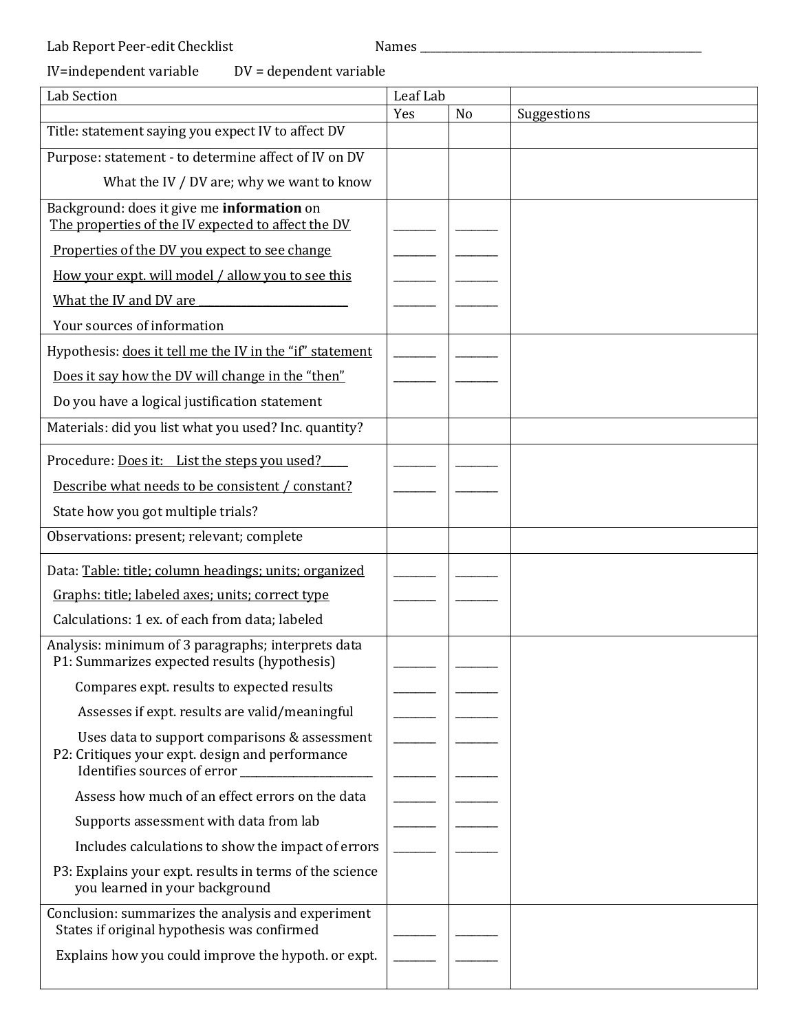Lab Report Peer-edit Checklist Names ________________________________________________

IV=independent variable DV = dependent variable

| Lab Section | Leaf Lab | | |
|---|---|---|---|
| | Yes | No | Suggestions |
| Title: statement saying you expect IV to affect DV | | | |
| Purpose: statement - to determine affect of IV on DV<br>What the IV / DV are; why we want to know | | | |
| Background: does it give me **information** on<br>The properties of the IV expected to affect the DV<br>Properties of the DV you expect to see change<br>How your expt. will model / allow you to see this<br>What the IV and DV are ____________________<br>Your sources of information | ______<br>______<br>______<br>______ | ______<br>______<br>______<br>______ | |
| Hypothesis: does it tell me the IV in the "if" statement<br>Does it say how the DV will change in the "then"<br>Do you have a logical justification statement | ______<br>______ | ______<br>______ | |
| Materials: did you list what you used? Inc. quantity? | | | |
| Procedure: Does it: List the steps you used?____<br>Describe what needs to be consistent / constant?<br>State how you got multiple trials? | ______<br>______ | ______<br>______ | |
| Observations: present; relevant; complete | | | |
| Data: Table: title; column headings; units; organized<br>Graphs: title; labeled axes; units; correct type<br>Calculations: 1 ex. of each from data; labeled | ______<br>______ | ______<br>______ | |
| Analysis: minimum of 3 paragraphs; interprets data<br>P1: Summarizes expected results (hypothesis)<br>Compares expt. results to expected results<br>Assesses if expt. results are valid/meaningful<br>Uses data to support comparisons & assessment<br>P2: Critiques your expt. design and performance<br>Identifies sources of error __________________<br>Assess how much of an effect errors on the data<br>Supports assessment with data from lab<br>Includes calculations to show the impact of errors<br>P3: Explains your expt. results in terms of the science you learned in your background | ______<br>______<br>______<br>______<br>______<br>______<br>______<br>______ | ______<br>______<br>______<br>______<br>______<br>______<br>______<br>______ | |
| Conclusion: summarizes the analysis and experiment<br>States if original hypothesis was confirmed<br>Explains how you could improve the hypoth. or expt. | ______<br>______ | ______<br>______ | |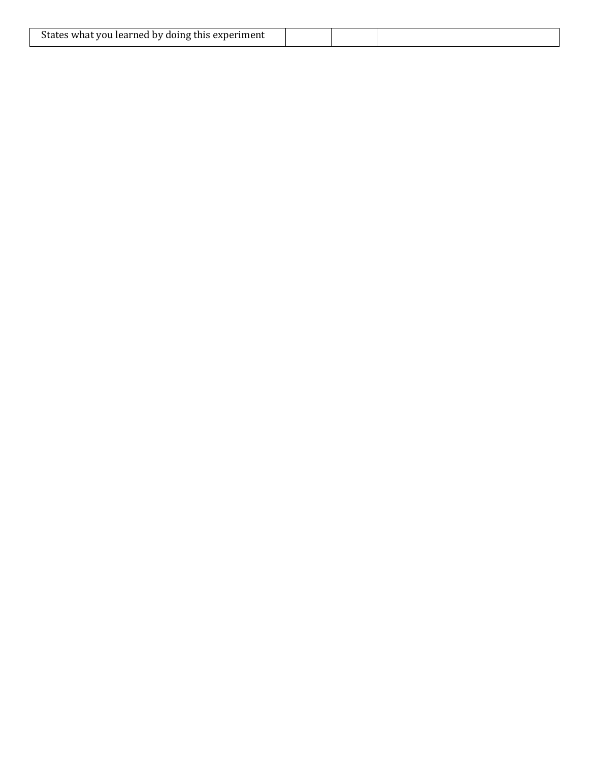| | | | |
|---|---|---|---|
| States what you learned by doing this experiment | | | |